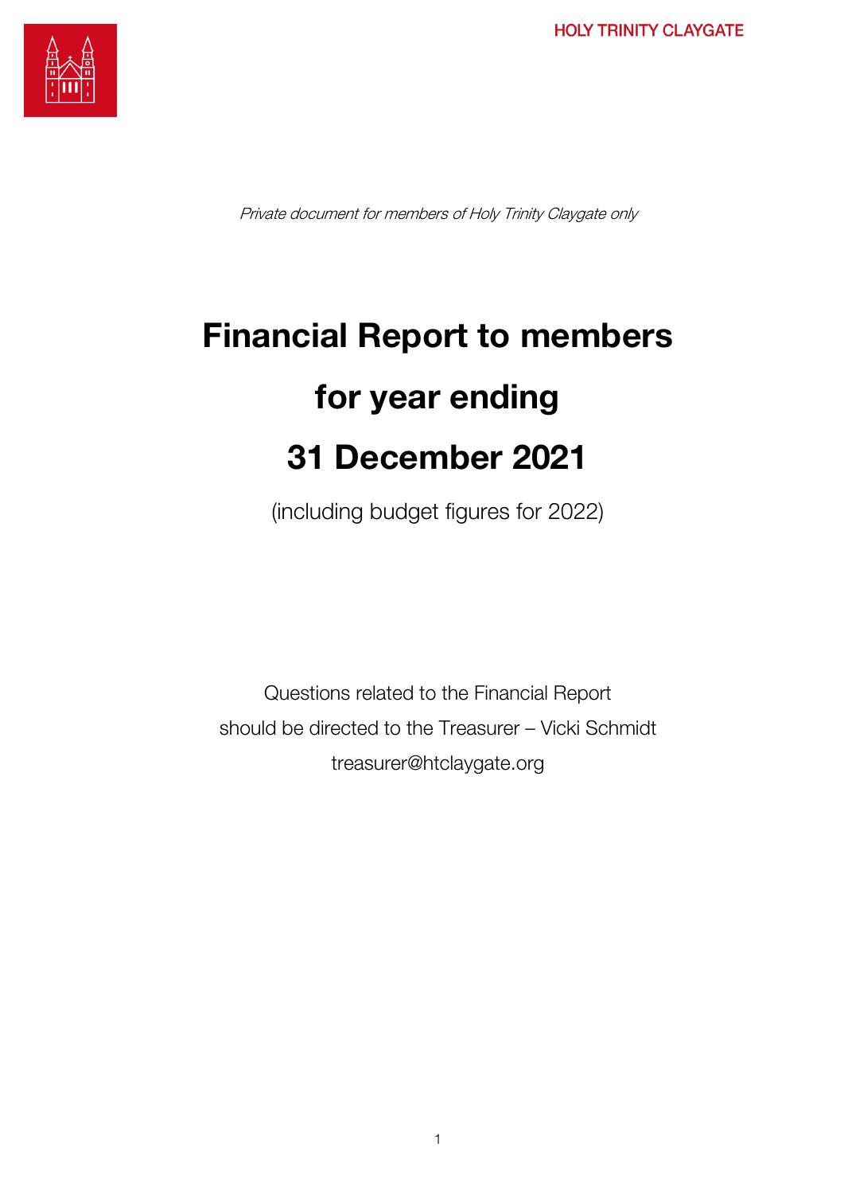HOLY TRINITY CLAYGATE

*Private document for members of Holy Trinity Claygate only*

# Financial Report to members for year ending 31 December 2021

(including budget figures for 2022)

Questions related to the Financial Report
should be directed to the Treasurer – Vicki Schmidt
treasurer@htclaygate.org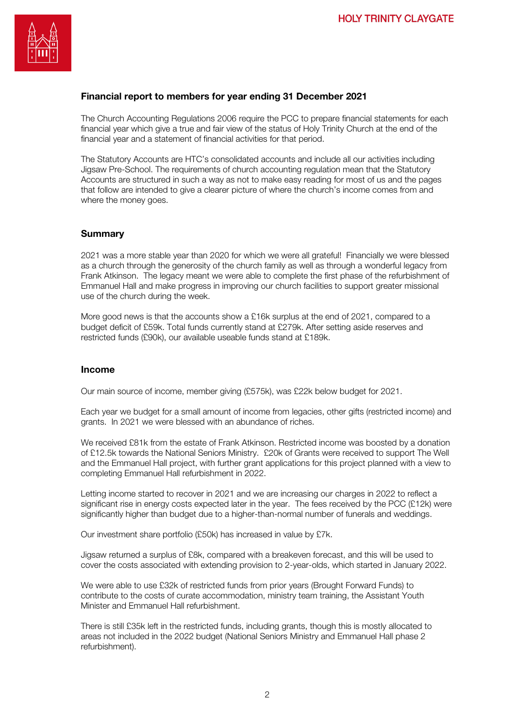## Financial report to members for year ending 31 December 2021

The Church Accounting Regulations 2006 require the PCC to prepare financial statements for each financial year which give a true and fair view of the status of Holy Trinity Church at the end of the financial year and a statement of financial activities for that period.

The Statutory Accounts are HTC's consolidated accounts and include all our activities including Jigsaw Pre-School. The requirements of church accounting regulation mean that the Statutory Accounts are structured in such a way as not to make easy reading for most of us and the pages that follow are intended to give a clearer picture of where the church's income comes from and where the money goes.

### Summary

2021 was a more stable year than 2020 for which we were all grateful! Financially we were blessed as a church through the generosity of the church family as well as through a wonderful legacy from Frank Atkinson. The legacy meant we were able to complete the first phase of the refurbishment of Emmanuel Hall and make progress in improving our church facilities to support greater missional use of the church during the week.

More good news is that the accounts show a £16k surplus at the end of 2021, compared to a budget deficit of £59k. Total funds currently stand at £279k. After setting aside reserves and restricted funds (£90k), our available useable funds stand at £189k.

### Income

Our main source of income, member giving (£575k), was £22k below budget for 2021.

Each year we budget for a small amount of income from legacies, other gifts (restricted income) and grants. In 2021 we were blessed with an abundance of riches.

We received £81k from the estate of Frank Atkinson. Restricted income was boosted by a donation of £12.5k towards the National Seniors Ministry. £20k of Grants were received to support The Well and the Emmanuel Hall project, with further grant applications for this project planned with a view to completing Emmanuel Hall refurbishment in 2022.

Letting income started to recover in 2021 and we are increasing our charges in 2022 to reflect a significant rise in energy costs expected later in the year. The fees received by the PCC (£12k) were significantly higher than budget due to a higher-than-normal number of funerals and weddings.

Our investment share portfolio (£50k) has increased in value by £7k.

Jigsaw returned a surplus of £8k, compared with a breakeven forecast, and this will be used to cover the costs associated with extending provision to 2-year-olds, which started in January 2022.

We were able to use £32k of restricted funds from prior years (Brought Forward Funds) to contribute to the costs of curate accommodation, ministry team training, the Assistant Youth Minister and Emmanuel Hall refurbishment.

There is still £35k left in the restricted funds, including grants, though this is mostly allocated to areas not included in the 2022 budget (National Seniors Ministry and Emmanuel Hall phase 2 refurbishment).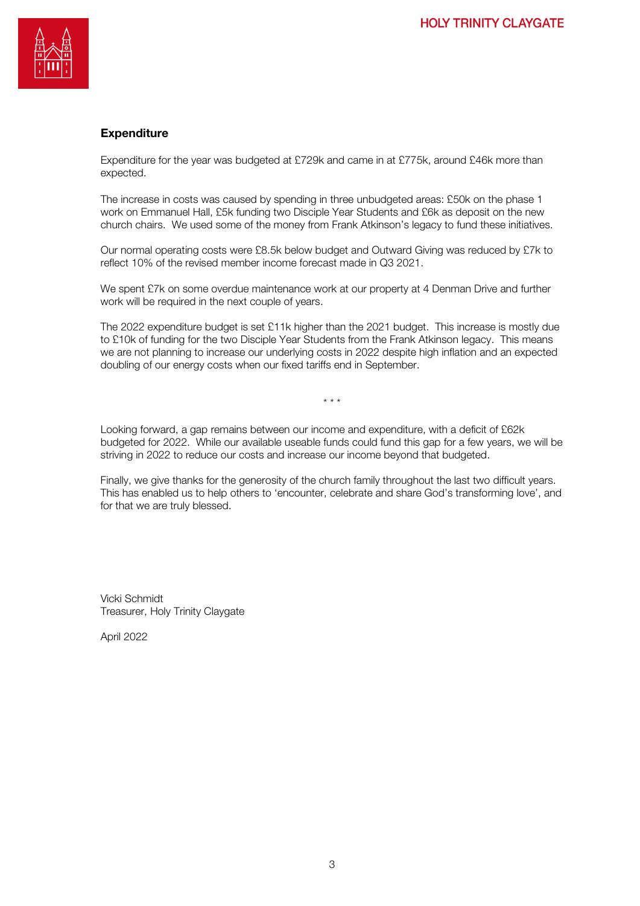## Expenditure

Expenditure for the year was budgeted at £729k and came in at £775k, around £46k more than expected.

The increase in costs was caused by spending in three unbudgeted areas: £50k on the phase 1 work on Emmanuel Hall, £5k funding two Disciple Year Students and £6k as deposit on the new church chairs. We used some of the money from Frank Atkinson's legacy to fund these initiatives.

Our normal operating costs were £8.5k below budget and Outward Giving was reduced by £7k to reflect 10% of the revised member income forecast made in Q3 2021.

We spent £7k on some overdue maintenance work at our property at 4 Denman Drive and further work will be required in the next couple of years.

The 2022 expenditure budget is set £11k higher than the 2021 budget. This increase is mostly due to £10k of funding for the two Disciple Year Students from the Frank Atkinson legacy. This means we are not planning to increase our underlying costs in 2022 despite high inflation and an expected doubling of our energy costs when our fixed tariffs end in September.

\* \* \*

Looking forward, a gap remains between our income and expenditure, with a deficit of £62k budgeted for 2022. While our available useable funds could fund this gap for a few years, we will be striving in 2022 to reduce our costs and increase our income beyond that budgeted.

Finally, we give thanks for the generosity of the church family throughout the last two difficult years. This has enabled us to help others to 'encounter, celebrate and share God's transforming love', and for that we are truly blessed.

Vicki Schmidt
Treasurer, Holy Trinity Claygate

April 2022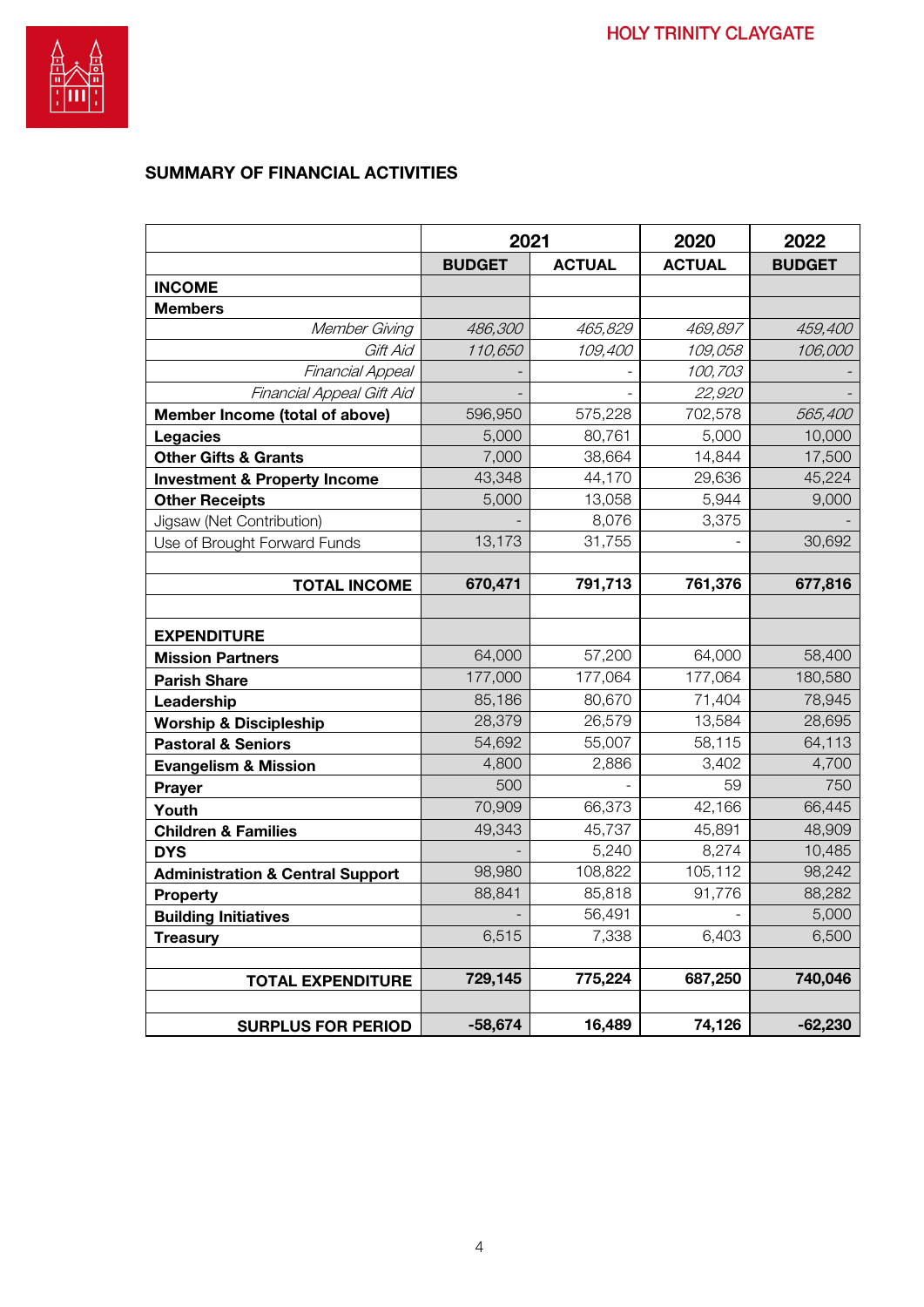## SUMMARY OF FINANCIAL ACTIVITIES

| | 2021 | | 2020 | 2022 |
|---|---|---|---|---|
| | **BUDGET** | **ACTUAL** | **ACTUAL** | **BUDGET** |
| **INCOME** | | | | |
| **Members** | | | | |
| *Member Giving* | *486,300* | *465,829* | *469,897* | *459,400* |
| *Gift Aid* | *110,650* | *109,400* | *109,058* | *106,000* |
| *Financial Appeal* | - | - | *100,703* | - |
| *Financial Appeal Gift Aid* | - | - | *22,920* | - |
| **Member Income (total of above)** | 596,950 | 575,228 | 702,578 | *565,400* |
| **Legacies** | 5,000 | 80,761 | 5,000 | 10,000 |
| **Other Gifts & Grants** | 7,000 | 38,664 | 14,844 | 17,500 |
| **Investment & Property Income** | 43,348 | 44,170 | 29,636 | 45,224 |
| **Other Receipts** | 5,000 | 13,058 | 5,944 | 9,000 |
| Jigsaw (Net Contribution) | - | 8,076 | 3,375 | - |
| Use of Brought Forward Funds | 13,173 | 31,755 | - | 30,692 |
| | | | | |
| **TOTAL INCOME** | **670,471** | **791,713** | **761,376** | **677,816** |
| | | | | |
| **EXPENDITURE** | | | | |
| **Mission Partners** | 64,000 | 57,200 | 64,000 | 58,400 |
| **Parish Share** | 177,000 | 177,064 | 177,064 | 180,580 |
| **Leadership** | 85,186 | 80,670 | 71,404 | 78,945 |
| **Worship & Discipleship** | 28,379 | 26,579 | 13,584 | 28,695 |
| **Pastoral & Seniors** | 54,692 | 55,007 | 58,115 | 64,113 |
| **Evangelism & Mission** | 4,800 | 2,886 | 3,402 | 4,700 |
| **Prayer** | 500 | - | 59 | 750 |
| **Youth** | 70,909 | 66,373 | 42,166 | 66,445 |
| **Children & Families** | 49,343 | 45,737 | 45,891 | 48,909 |
| **DYS** | - | 5,240 | 8,274 | 10,485 |
| **Administration & Central Support** | 98,980 | 108,822 | 105,112 | 98,242 |
| **Property** | 88,841 | 85,818 | 91,776 | 88,282 |
| **Building Initiatives** | - | 56,491 | - | 5,000 |
| **Treasury** | 6,515 | 7,338 | 6,403 | 6,500 |
| | | | | |
| **TOTAL EXPENDITURE** | **729,145** | **775,224** | **687,250** | **740,046** |
| | | | | |
| **SURPLUS FOR PERIOD** | **-58,674** | **16,489** | **74,126** | **-62,230** |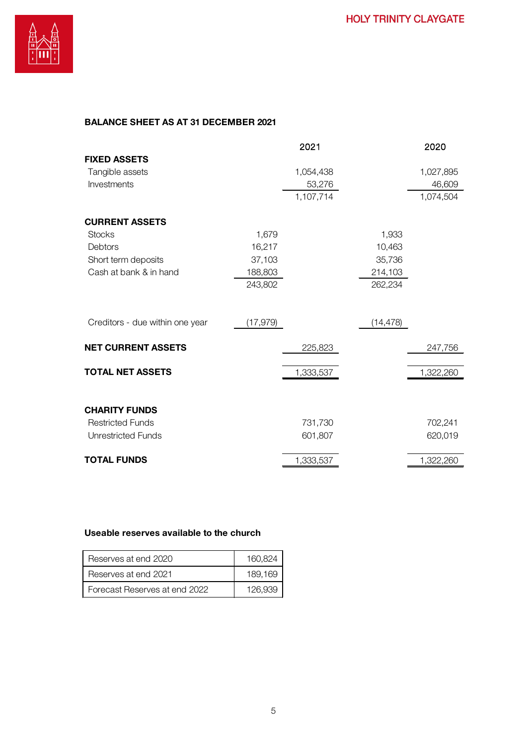## BALANCE SHEET AS AT 31 DECEMBER 2021

| | | 2021 | | 2020 |
|---|---|---|---|---|
| **FIXED ASSETS** | | | | |
| Tangible assets | | 1,054,438 | | 1,027,895 |
| Investments | | 53,276 | | 46,609 |
| | | 1,107,714 | | 1,074,504 |
| **CURRENT ASSETS** | | | | |
| Stocks | 1,679 | | 1,933 | |
| Debtors | 16,217 | | 10,463 | |
| Short term deposits | 37,103 | | 35,736 | |
| Cash at bank & in hand | 188,803 | | 214,103 | |
| | 243,802 | | 262,234 | |
| Creditors - due within one year | (17,979) | | (14,478) | |
| **NET CURRENT ASSETS** | | 225,823 | | 247,756 |
| **TOTAL NET ASSETS** | | 1,333,537 | | 1,322,260 |
| **CHARITY FUNDS** | | | | |
| Restricted Funds | | 731,730 | | 702,241 |
| Unrestricted Funds | | 601,807 | | 620,019 |
| **TOTAL FUNDS** | | 1,333,537 | | 1,322,260 |

### Useable reserves available to the church

| | |
|---|---|
| Reserves at end 2020 | 160,824 |
| Reserves at end 2021 | 189,169 |
| Forecast Reserves at end 2022 | 126,939 |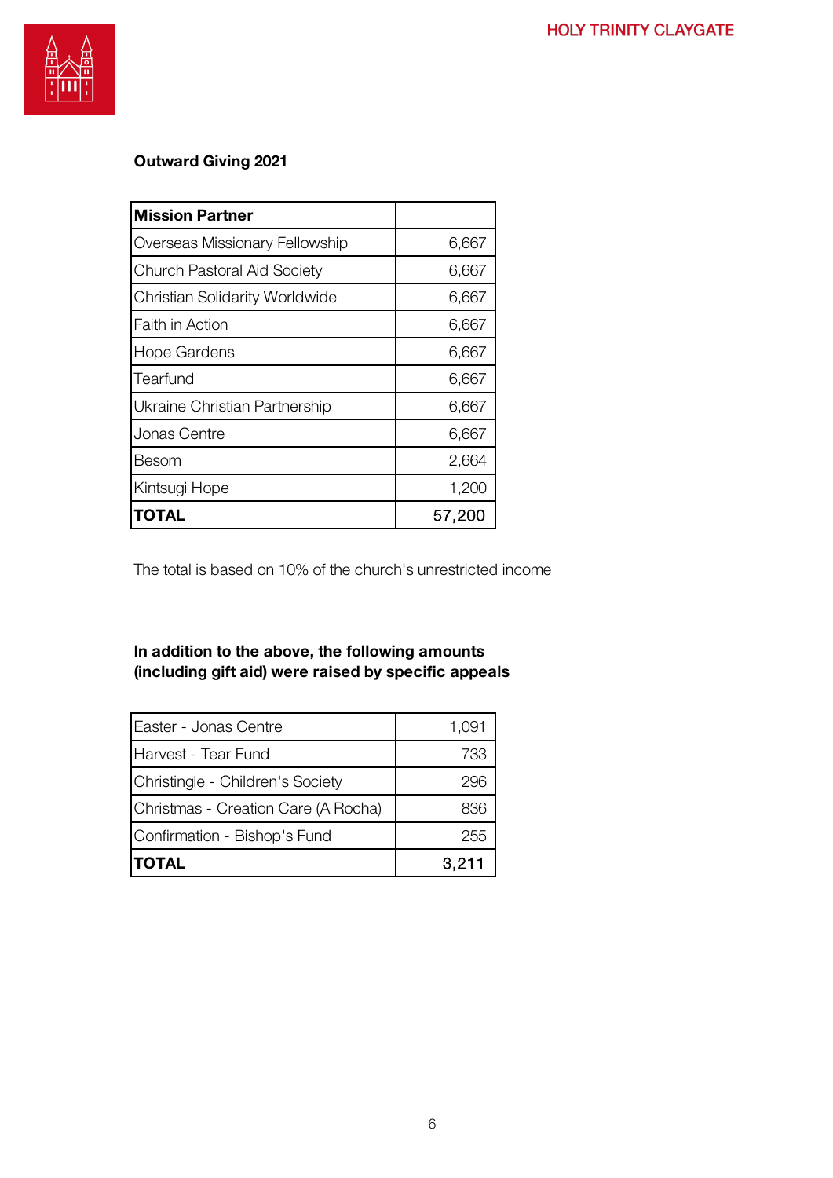**Outward Giving 2021**

| Mission Partner | |
|---|---|
| Overseas Missionary Fellowship | 6,667 |
| Church Pastoral Aid Society | 6,667 |
| Christian Solidarity Worldwide | 6,667 |
| Faith in Action | 6,667 |
| Hope Gardens | 6,667 |
| Tearfund | 6,667 |
| Ukraine Christian Partnership | 6,667 |
| Jonas Centre | 6,667 |
| Besom | 2,664 |
| Kintsugi Hope | 1,200 |
| **TOTAL** | 57,200 |

The total is based on 10% of the church's unrestricted income

**In addition to the above, the following amounts (including gift aid) were raised by specific appeals**

| | |
|---|---|
| Easter - Jonas Centre | 1,091 |
| Harvest - Tear Fund | 733 |
| Christingle - Children's Society | 296 |
| Christmas - Creation Care (A Rocha) | 836 |
| Confirmation - Bishop's Fund | 255 |
| **TOTAL** | 3,211 |